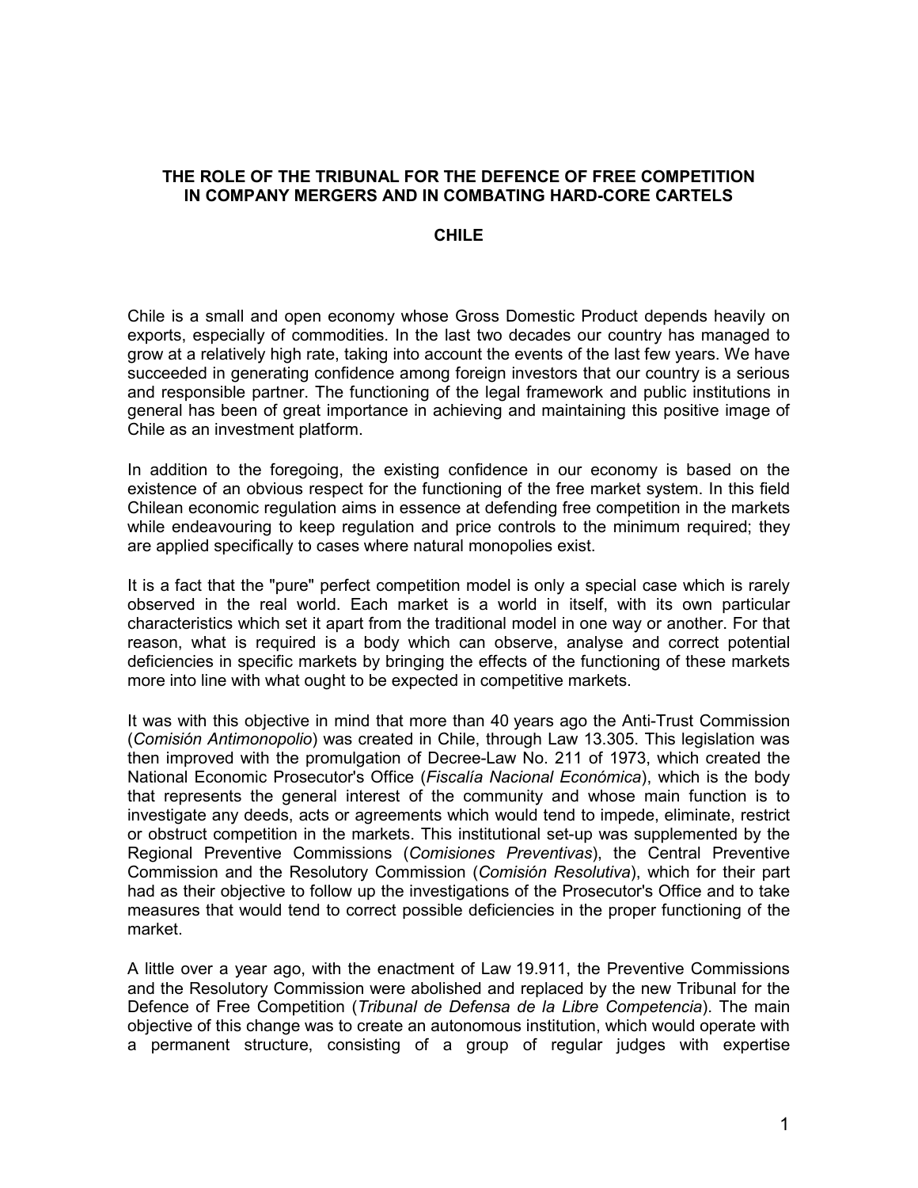# THE ROLE OF THE TRIBUNAL FOR THE DEFENCE OF FREE COMPETITION IN COMPANY MERGERS AND IN COMBATING HARD-CORE CARTELS

## CHILE

Chile is a small and open economy whose Gross Domestic Product depends heavily on exports, especially of commodities. In the last two decades our country has managed to grow at a relatively high rate, taking into account the events of the last few years. We have succeeded in generating confidence among foreign investors that our country is a serious and responsible partner. The functioning of the legal framework and public institutions in general has been of great importance in achieving and maintaining this positive image of Chile as an investment platform.

In addition to the foregoing, the existing confidence in our economy is based on the existence of an obvious respect for the functioning of the free market system. In this field Chilean economic regulation aims in essence at defending free competition in the markets while endeavouring to keep regulation and price controls to the minimum required; they are applied specifically to cases where natural monopolies exist.

It is a fact that the "pure" perfect competition model is only a special case which is rarely observed in the real world. Each market is a world in itself, with its own particular characteristics which set it apart from the traditional model in one way or another. For that reason, what is required is a body which can observe, analyse and correct potential deficiencies in specific markets by bringing the effects of the functioning of these markets more into line with what ought to be expected in competitive markets.

It was with this objective in mind that more than 40 years ago the Anti-Trust Commission (*Comisión Antimonopolio*) was created in Chile, through Law 13.305. This legislation was then improved with the promulgation of Decree-Law No. 211 of 1973, which created the National Economic Prosecutor's Office (*Fiscalía Nacional Económica*), which is the body that represents the general interest of the community and whose main function is to investigate any deeds, acts or agreements which would tend to impede, eliminate, restrict or obstruct competition in the markets. This institutional set-up was supplemented by the Regional Preventive Commissions (*Comisiones Preventivas*), the Central Preventive Commission and the Resolutory Commission (*Comisión Resolutiva*), which for their part had as their objective to follow up the investigations of the Prosecutor's Office and to take measures that would tend to correct possible deficiencies in the proper functioning of the market.

A little over a year ago, with the enactment of Law 19.911, the Preventive Commissions and the Resolutory Commission were abolished and replaced by the new Tribunal for the Defence of Free Competition (*Tribunal de Defensa de la Libre Competencia*). The main objective of this change was to create an autonomous institution, which would operate with a permanent structure, consisting of a group of regular judges with expertise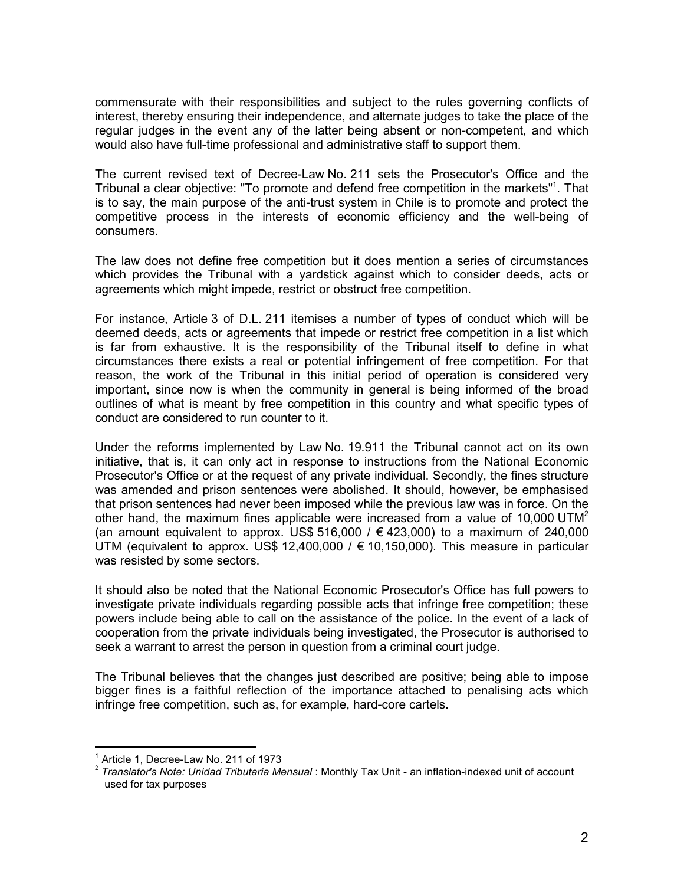commensurate with their responsibilities and subject to the rules governing conflicts of interest, thereby ensuring their independence, and alternate judges to take the place of the regular judges in the event any of the latter being absent or non-competent, and which would also have full-time professional and administrative staff to support them.

The current revised text of Decree-Law No. 211 sets the Prosecutor's Office and the Tribunal a clear objective: "To promote and defend free competition in the markets"[1]. That is to say, the main purpose of the anti-trust system in Chile is to promote and protect the competitive process in the interests of economic efficiency and the well-being of consumers.

The law does not define free competition but it does mention a series of circumstances which provides the Tribunal with a yardstick against which to consider deeds, acts or agreements which might impede, restrict or obstruct free competition.

For instance, Article 3 of D.L. 211 itemises a number of types of conduct which will be deemed deeds, acts or agreements that impede or restrict free competition in a list which is far from exhaustive. It is the responsibility of the Tribunal itself to define in what circumstances there exists a real or potential infringement of free competition. For that reason, the work of the Tribunal in this initial period of operation is considered very important, since now is when the community in general is being informed of the broad outlines of what is meant by free competition in this country and what specific types of conduct are considered to run counter to it.

Under the reforms implemented by Law No. 19.911 the Tribunal cannot act on its own initiative, that is, it can only act in response to instructions from the National Economic Prosecutor's Office or at the request of any private individual. Secondly, the fines structure was amended and prison sentences were abolished. It should, however, be emphasised that prison sentences had never been imposed while the previous law was in force. On the other hand, the maximum fines applicable were increased from a value of 10,000 UTM[2] (an amount equivalent to approx. US$ 516,000 / € 423,000) to a maximum of 240,000 UTM (equivalent to approx. US$ 12,400,000 / € 10,150,000). This measure in particular was resisted by some sectors.

It should also be noted that the National Economic Prosecutor's Office has full powers to investigate private individuals regarding possible acts that infringe free competition; these powers include being able to call on the assistance of the police. In the event of a lack of cooperation from the private individuals being investigated, the Prosecutor is authorised to seek a warrant to arrest the person in question from a criminal court judge.

The Tribunal believes that the changes just described are positive; being able to impose bigger fines is a faithful reflection of the importance attached to penalising acts which infringe free competition, such as, for example, hard-core cartels.

---

[1] Article 1, Decree-Law No. 211 of 1973

[2] *Translator's Note: Unidad Tributaria Mensual* : Monthly Tax Unit - an inflation-indexed unit of account used for tax purposes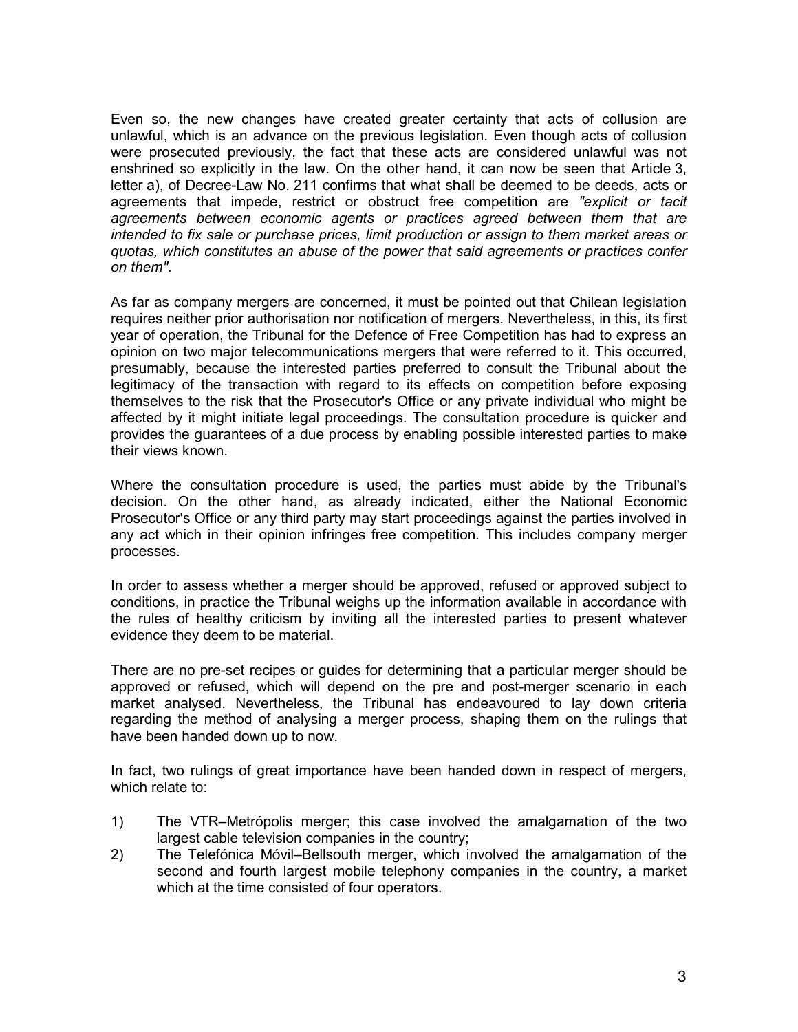Even so, the new changes have created greater certainty that acts of collusion are unlawful, which is an advance on the previous legislation. Even though acts of collusion were prosecuted previously, the fact that these acts are considered unlawful was not enshrined so explicitly in the law. On the other hand, it can now be seen that Article 3, letter a), of Decree-Law No. 211 confirms that what shall be deemed to be deeds, acts or agreements that impede, restrict or obstruct free competition are *"explicit or tacit agreements between economic agents or practices agreed between them that are intended to fix sale or purchase prices, limit production or assign to them market areas or quotas, which constitutes an abuse of the power that said agreements or practices confer on them"*.

As far as company mergers are concerned, it must be pointed out that Chilean legislation requires neither prior authorisation nor notification of mergers. Nevertheless, in this, its first year of operation, the Tribunal for the Defence of Free Competition has had to express an opinion on two major telecommunications mergers that were referred to it. This occurred, presumably, because the interested parties preferred to consult the Tribunal about the legitimacy of the transaction with regard to its effects on competition before exposing themselves to the risk that the Prosecutor's Office or any private individual who might be affected by it might initiate legal proceedings. The consultation procedure is quicker and provides the guarantees of a due process by enabling possible interested parties to make their views known.

Where the consultation procedure is used, the parties must abide by the Tribunal's decision. On the other hand, as already indicated, either the National Economic Prosecutor's Office or any third party may start proceedings against the parties involved in any act which in their opinion infringes free competition. This includes company merger processes.

In order to assess whether a merger should be approved, refused or approved subject to conditions, in practice the Tribunal weighs up the information available in accordance with the rules of healthy criticism by inviting all the interested parties to present whatever evidence they deem to be material.

There are no pre-set recipes or guides for determining that a particular merger should be approved or refused, which will depend on the pre and post-merger scenario in each market analysed. Nevertheless, the Tribunal has endeavoured to lay down criteria regarding the method of analysing a merger process, shaping them on the rulings that have been handed down up to now.

In fact, two rulings of great importance have been handed down in respect of mergers, which relate to:

1) The VTR–Metrópolis merger; this case involved the amalgamation of the two largest cable television companies in the country;
2) The Telefónica Móvil–Bellsouth merger, which involved the amalgamation of the second and fourth largest mobile telephony companies in the country, a market which at the time consisted of four operators.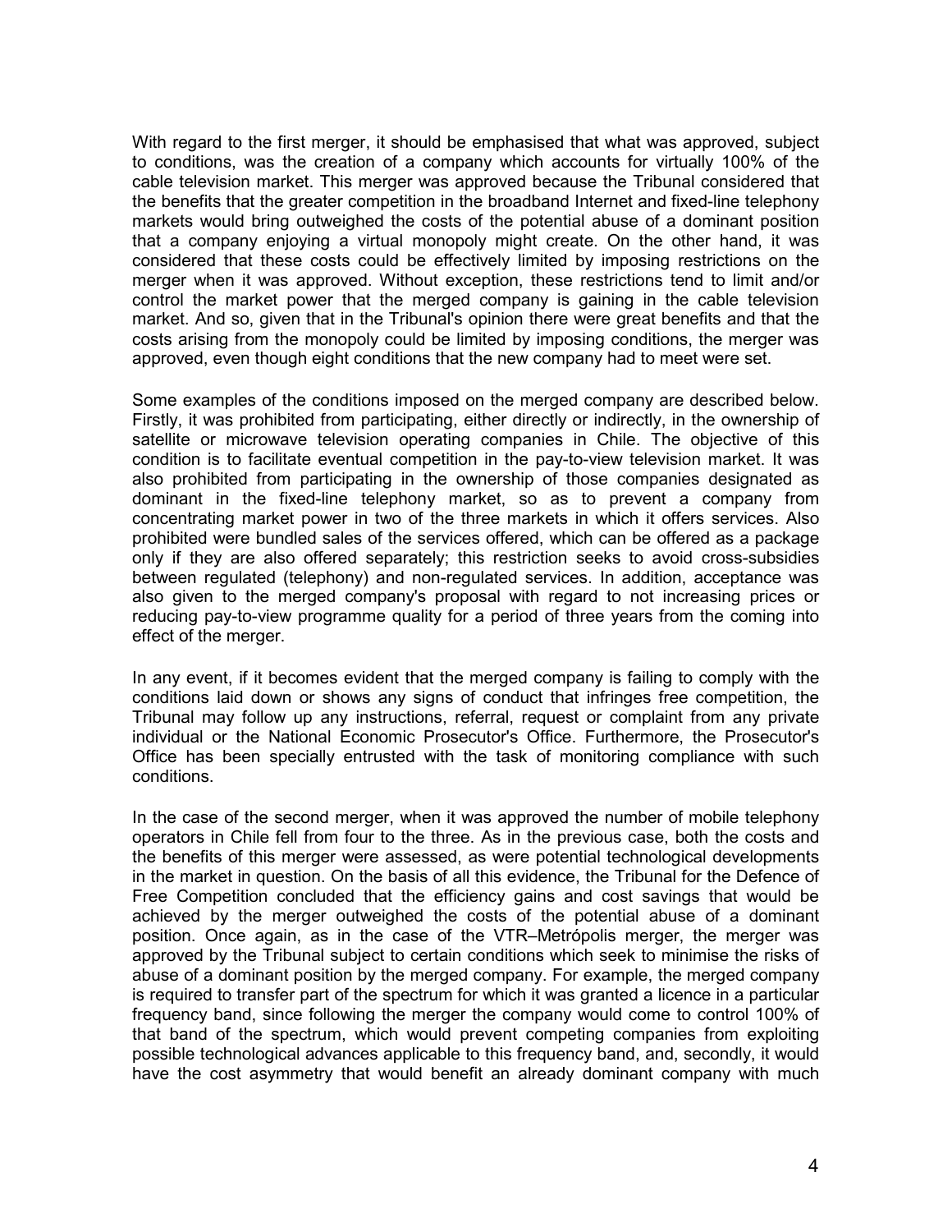With regard to the first merger, it should be emphasised that what was approved, subject to conditions, was the creation of a company which accounts for virtually 100% of the cable television market. This merger was approved because the Tribunal considered that the benefits that the greater competition in the broadband Internet and fixed-line telephony markets would bring outweighed the costs of the potential abuse of a dominant position that a company enjoying a virtual monopoly might create. On the other hand, it was considered that these costs could be effectively limited by imposing restrictions on the merger when it was approved. Without exception, these restrictions tend to limit and/or control the market power that the merged company is gaining in the cable television market. And so, given that in the Tribunal's opinion there were great benefits and that the costs arising from the monopoly could be limited by imposing conditions, the merger was approved, even though eight conditions that the new company had to meet were set.

Some examples of the conditions imposed on the merged company are described below. Firstly, it was prohibited from participating, either directly or indirectly, in the ownership of satellite or microwave television operating companies in Chile. The objective of this condition is to facilitate eventual competition in the pay-to-view television market. It was also prohibited from participating in the ownership of those companies designated as dominant in the fixed-line telephony market, so as to prevent a company from concentrating market power in two of the three markets in which it offers services. Also prohibited were bundled sales of the services offered, which can be offered as a package only if they are also offered separately; this restriction seeks to avoid cross-subsidies between regulated (telephony) and non-regulated services. In addition, acceptance was also given to the merged company's proposal with regard to not increasing prices or reducing pay-to-view programme quality for a period of three years from the coming into effect of the merger.

In any event, if it becomes evident that the merged company is failing to comply with the conditions laid down or shows any signs of conduct that infringes free competition, the Tribunal may follow up any instructions, referral, request or complaint from any private individual or the National Economic Prosecutor's Office. Furthermore, the Prosecutor's Office has been specially entrusted with the task of monitoring compliance with such conditions.

In the case of the second merger, when it was approved the number of mobile telephony operators in Chile fell from four to the three. As in the previous case, both the costs and the benefits of this merger were assessed, as were potential technological developments in the market in question. On the basis of all this evidence, the Tribunal for the Defence of Free Competition concluded that the efficiency gains and cost savings that would be achieved by the merger outweighed the costs of the potential abuse of a dominant position. Once again, as in the case of the VTR–Metrópolis merger, the merger was approved by the Tribunal subject to certain conditions which seek to minimise the risks of abuse of a dominant position by the merged company. For example, the merged company is required to transfer part of the spectrum for which it was granted a licence in a particular frequency band, since following the merger the company would come to control 100% of that band of the spectrum, which would prevent competing companies from exploiting possible technological advances applicable to this frequency band, and, secondly, it would have the cost asymmetry that would benefit an already dominant company with much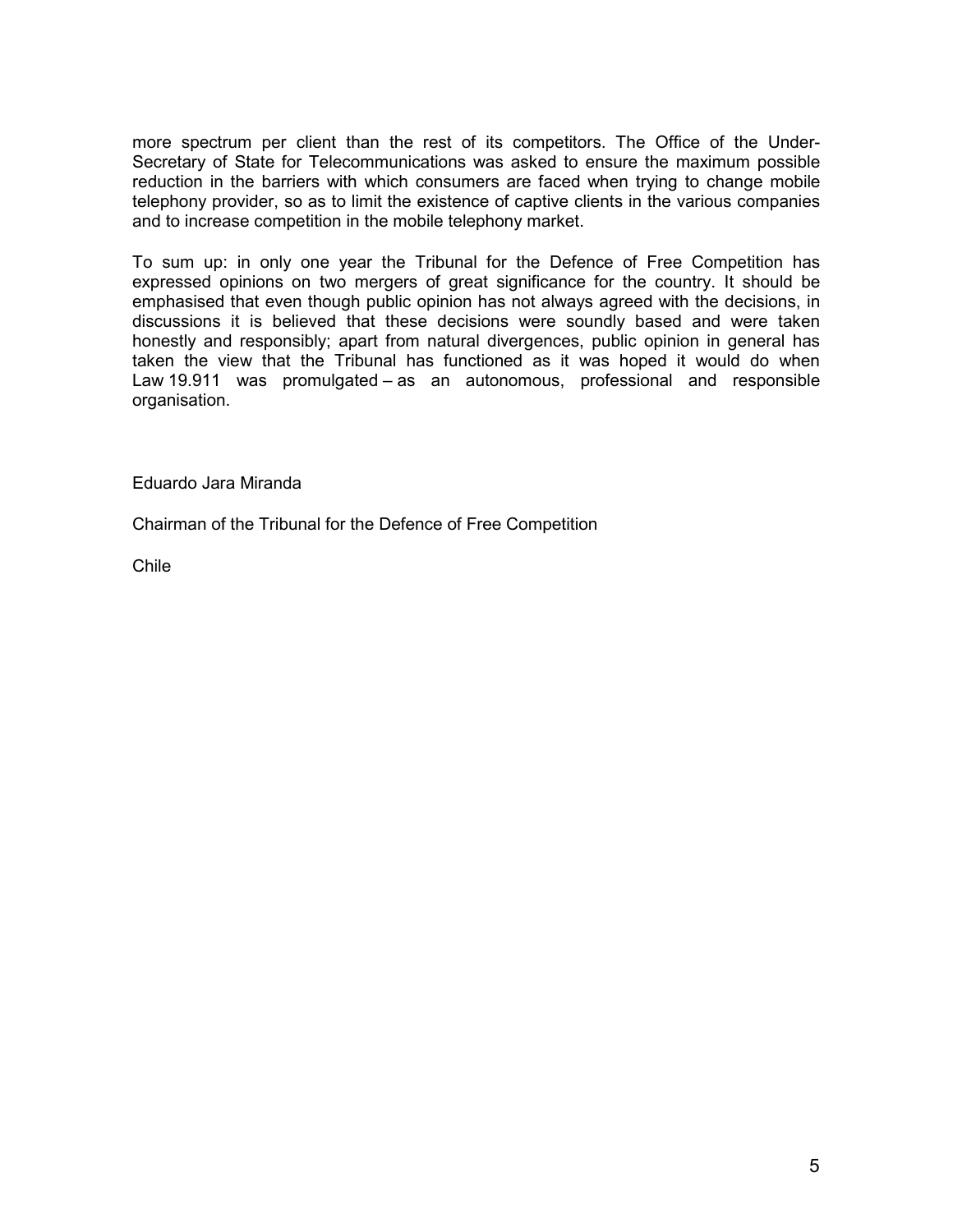more spectrum per client than the rest of its competitors. The Office of the Under-Secretary of State for Telecommunications was asked to ensure the maximum possible reduction in the barriers with which consumers are faced when trying to change mobile telephony provider, so as to limit the existence of captive clients in the various companies and to increase competition in the mobile telephony market.

To sum up: in only one year the Tribunal for the Defence of Free Competition has expressed opinions on two mergers of great significance for the country. It should be emphasised that even though public opinion has not always agreed with the decisions, in discussions it is believed that these decisions were soundly based and were taken honestly and responsibly; apart from natural divergences, public opinion in general has taken the view that the Tribunal has functioned as it was hoped it would do when Law 19.911 was promulgated – as an autonomous, professional and responsible organisation.

Eduardo Jara Miranda

Chairman of the Tribunal for the Defence of Free Competition

Chile